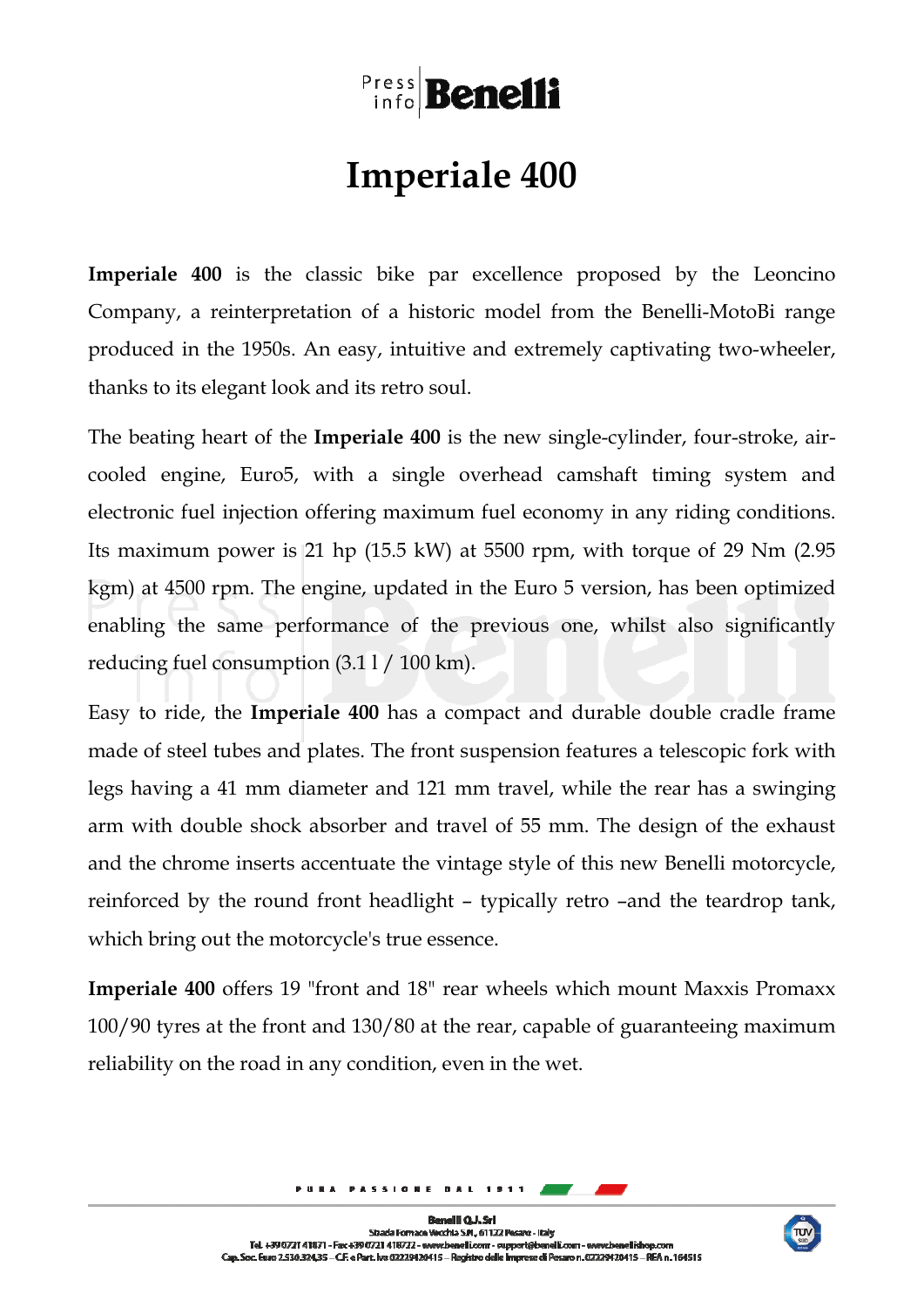# Imperiale 400

**Imperiale 400** is the classic bike par excellence proposed by the Leoncino Company, a reinterpretation of a historic model from the Benelli-MotoBi range produced in the 1950s. An easy, intuitive and extremely captivating two-wheeler, thanks to its elegant look and its retro soul.

The beating heart of the **Imperiale 400** is the new single-cylinder, four-stroke, air-cooled engine, Euro5, with a single overhead camshaft timing system and electronic fuel injection offering maximum fuel economy in any riding conditions. Its maximum power is 21 hp (15.5 kW) at 5500 rpm, with torque of 29 Nm (2.95 kgm) at 4500 rpm. The engine, updated in the Euro 5 version, has been optimized enabling the same performance of the previous one, whilst also significantly reducing fuel consumption (3.1 l / 100 km).

Easy to ride, the **Imperiale 400** has a compact and durable double cradle frame made of steel tubes and plates. The front suspension features a telescopic fork with legs having a 41 mm diameter and 121 mm travel, while the rear has a swinging arm with double shock absorber and travel of 55 mm. The design of the exhaust and the chrome inserts accentuate the vintage style of this new Benelli motorcycle, reinforced by the round front headlight – typically retro –and the teardrop tank, which bring out the motorcycle's true essence.

**Imperiale 400** offers 19 "front and 18" rear wheels which mount Maxxis Promaxx 100/90 tyres at the front and 130/80 at the rear, capable of guaranteeing maximum reliability on the road in any condition, even in the wet.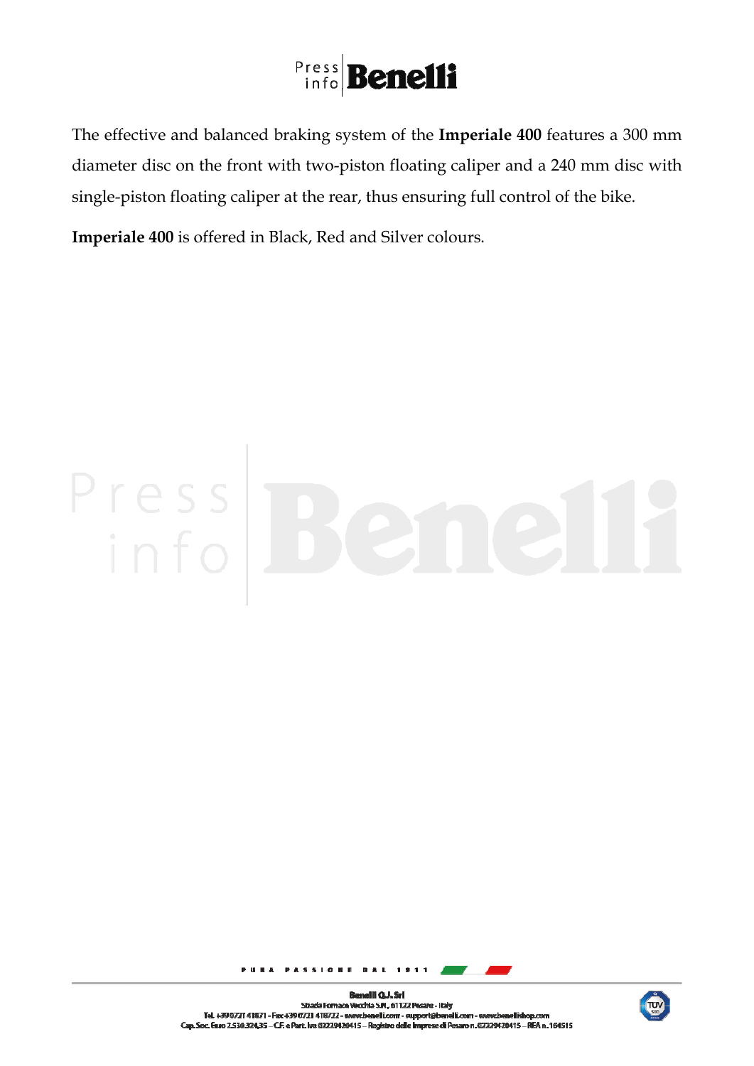The effective and balanced braking system of the **Imperiale 400** features a 300 mm diameter disc on the front with two-piston floating caliper and a 240 mm disc with single-piston floating caliper at the rear, thus ensuring full control of the bike.

**Imperiale 400** is offered in Black, Red and Silver colours.